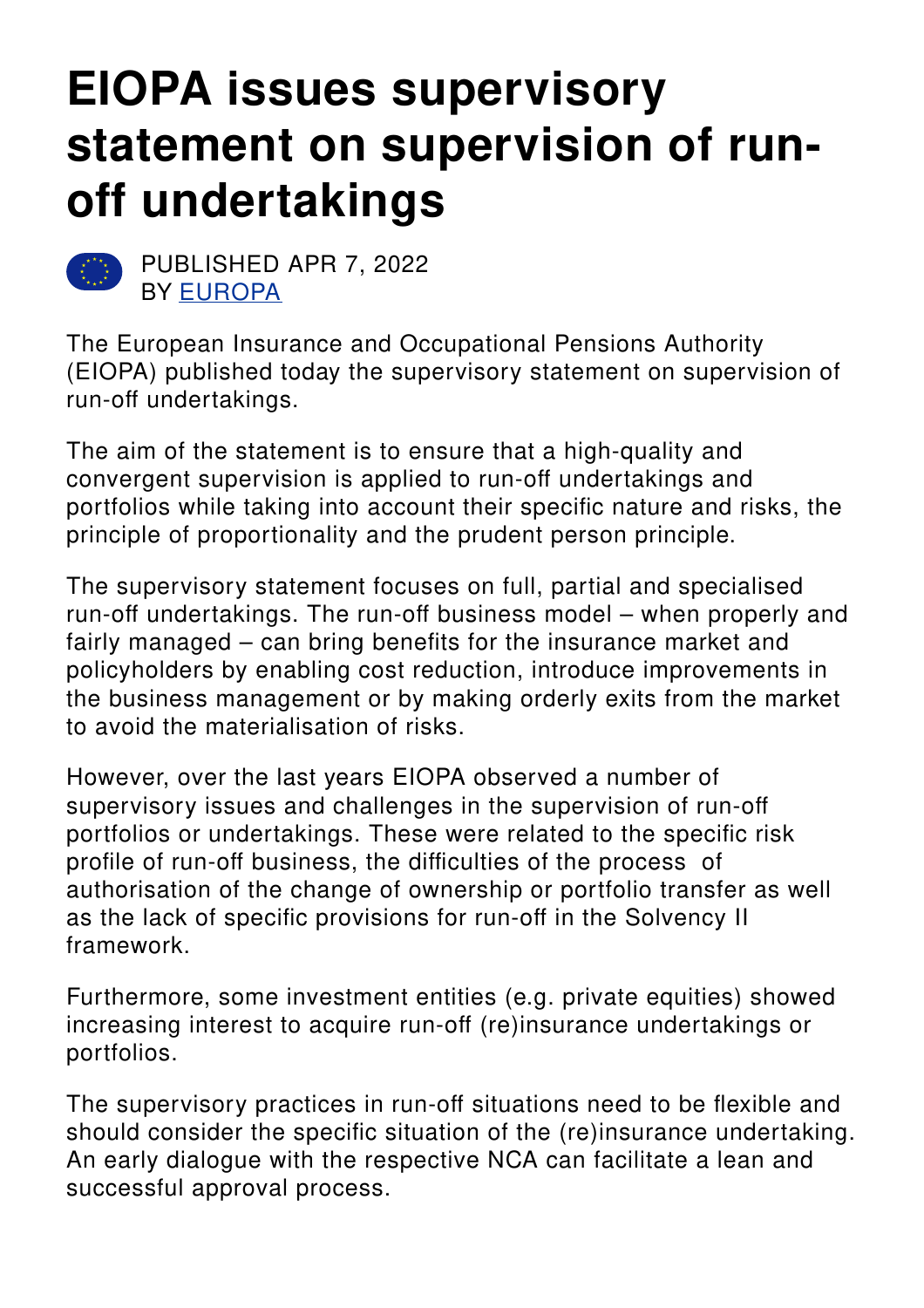# EIOPA issues supervisory statement on supervision of run-off undertakings

PUBLISHED APR 7, 2022
BY [EUROPA]

The European Insurance and Occupational Pensions Authority (EIOPA) published today the supervisory statement on supervision of run-off undertakings.

The aim of the statement is to ensure that a high-quality and convergent supervision is applied to run-off undertakings and portfolios while taking into account their specific nature and risks, the principle of proportionality and the prudent person principle.

The supervisory statement focuses on full, partial and specialised run-off undertakings. The run-off business model – when properly and fairly managed – can bring benefits for the insurance market and policyholders by enabling cost reduction, introduce improvements in the business management or by making orderly exits from the market to avoid the materialisation of risks.

However, over the last years EIOPA observed a number of supervisory issues and challenges in the supervision of run-off portfolios or undertakings. These were related to the specific risk profile of run-off business, the difficulties of the process of authorisation of the change of ownership or portfolio transfer as well as the lack of specific provisions for run-off in the Solvency II framework.

Furthermore, some investment entities (e.g. private equities) showed increasing interest to acquire run-off (re)insurance undertakings or portfolios.

The supervisory practices in run-off situations need to be flexible and should consider the specific situation of the (re)insurance undertaking. An early dialogue with the respective NCA can facilitate a lean and successful approval process.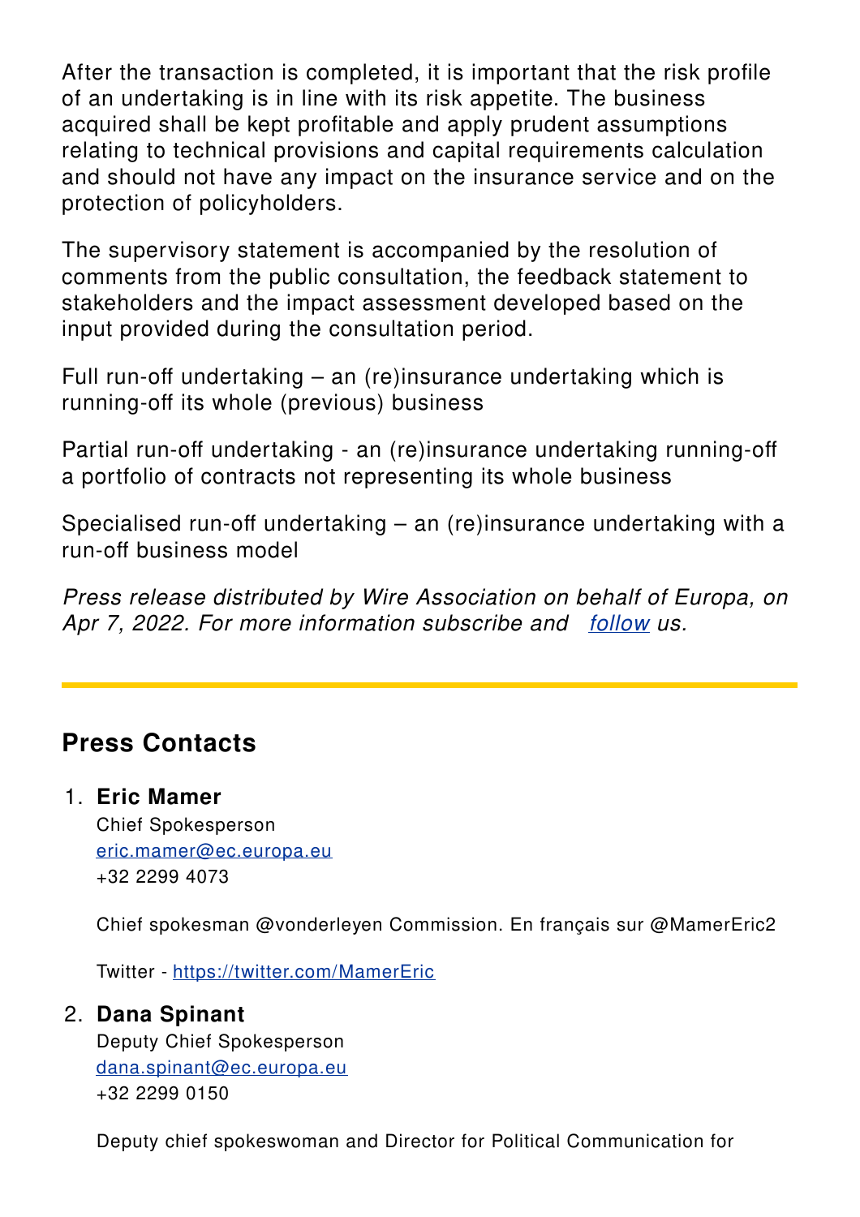After the transaction is completed, it is important that the risk profile of an undertaking is in line with its risk appetite. The business acquired shall be kept profitable and apply prudent assumptions relating to technical provisions and capital requirements calculation and should not have any impact on the insurance service and on the protection of policyholders.

The supervisory statement is accompanied by the resolution of comments from the public consultation, the feedback statement to stakeholders and the impact assessment developed based on the input provided during the consultation period.

Full run-off undertaking – an (re)insurance undertaking which is running-off its whole (previous) business

Partial run-off undertaking - an (re)insurance undertaking running-off a portfolio of contracts not representing its whole business

Specialised run-off undertaking – an (re)insurance undertaking with a run-off business model

*Press release distributed by Wire Association on behalf of Europa, on Apr 7, 2022. For more information subscribe and [follow](follow) us.*

---

## Press Contacts

1. **Eric Mamer**
   Chief Spokesperson
   [eric.mamer@ec.europa.eu](mailto:eric.mamer@ec.europa.eu)
   +32 2299 4073

   Chief spokesman @vonderleyen Commission. En français sur @MamerEric2

   Twitter - [https://twitter.com/MamerEric](https://twitter.com/MamerEric)

2. **Dana Spinant**
   Deputy Chief Spokesperson
   [dana.spinant@ec.europa.eu](mailto:dana.spinant@ec.europa.eu)
   +32 2299 0150

   Deputy chief spokeswoman and Director for Political Communication for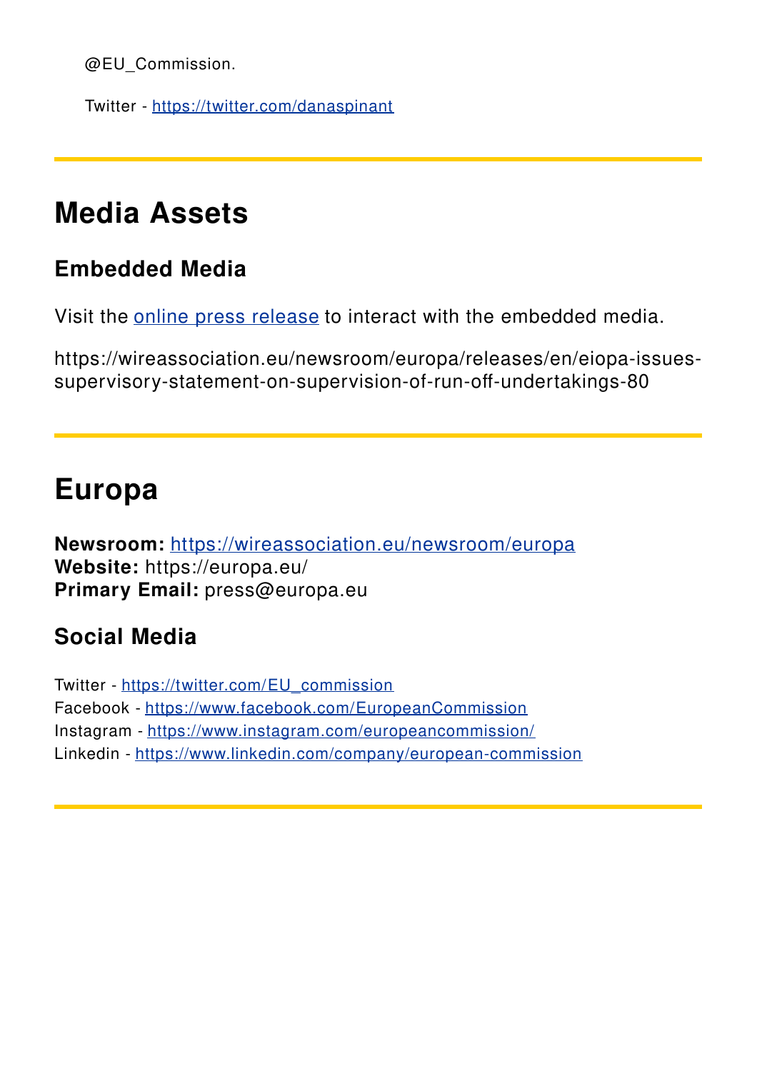@EU_Commission.

Twitter - https://twitter.com/danaspinant

---

# Media Assets

## Embedded Media

Visit the online press release to interact with the embedded media.

https://wireassociation.eu/newsroom/europa/releases/en/eiopa-issues-supervisory-statement-on-supervision-of-run-off-undertakings-80

---

# Europa

**Newsroom:** https://wireassociation.eu/newsroom/europa
**Website:** https://europa.eu/
**Primary Email:** press@europa.eu

## Social Media

Twitter - https://twitter.com/EU_commission
Facebook - https://www.facebook.com/EuropeanCommission
Instagram - https://www.instagram.com/europeancommission/
Linkedin - https://www.linkedin.com/company/european-commission